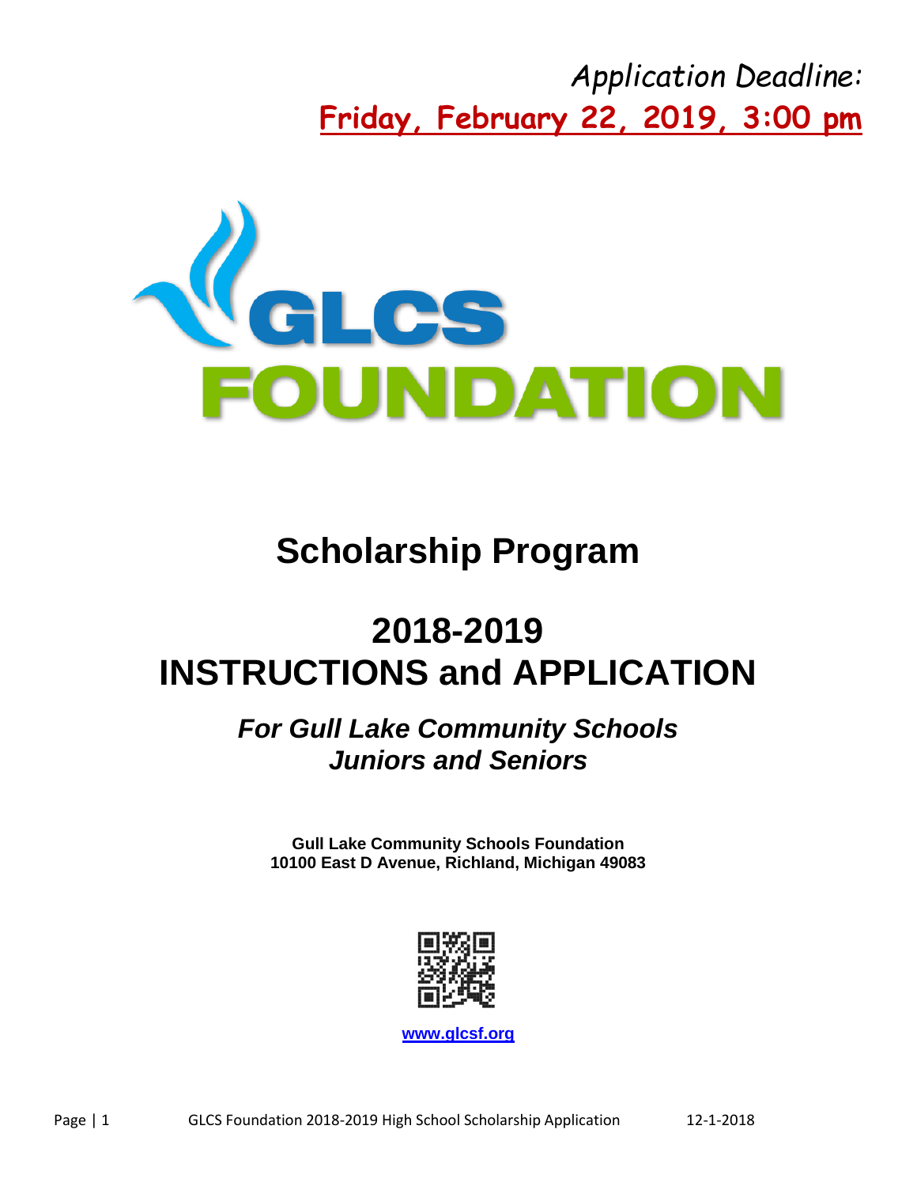*Application Deadline:*

**Friday, February 22, 2019, 3:00 pm**

GLCS FOUNDATION

# Scholarship Program

# 2018-2019
# INSTRUCTIONS and APPLICATION

## *For Gull Lake Community Schools Juniors and Seniors*

**Gull Lake Community Schools Foundation**
**10100 East D Avenue, Richland, Michigan 49083**

**www.glcsf.org**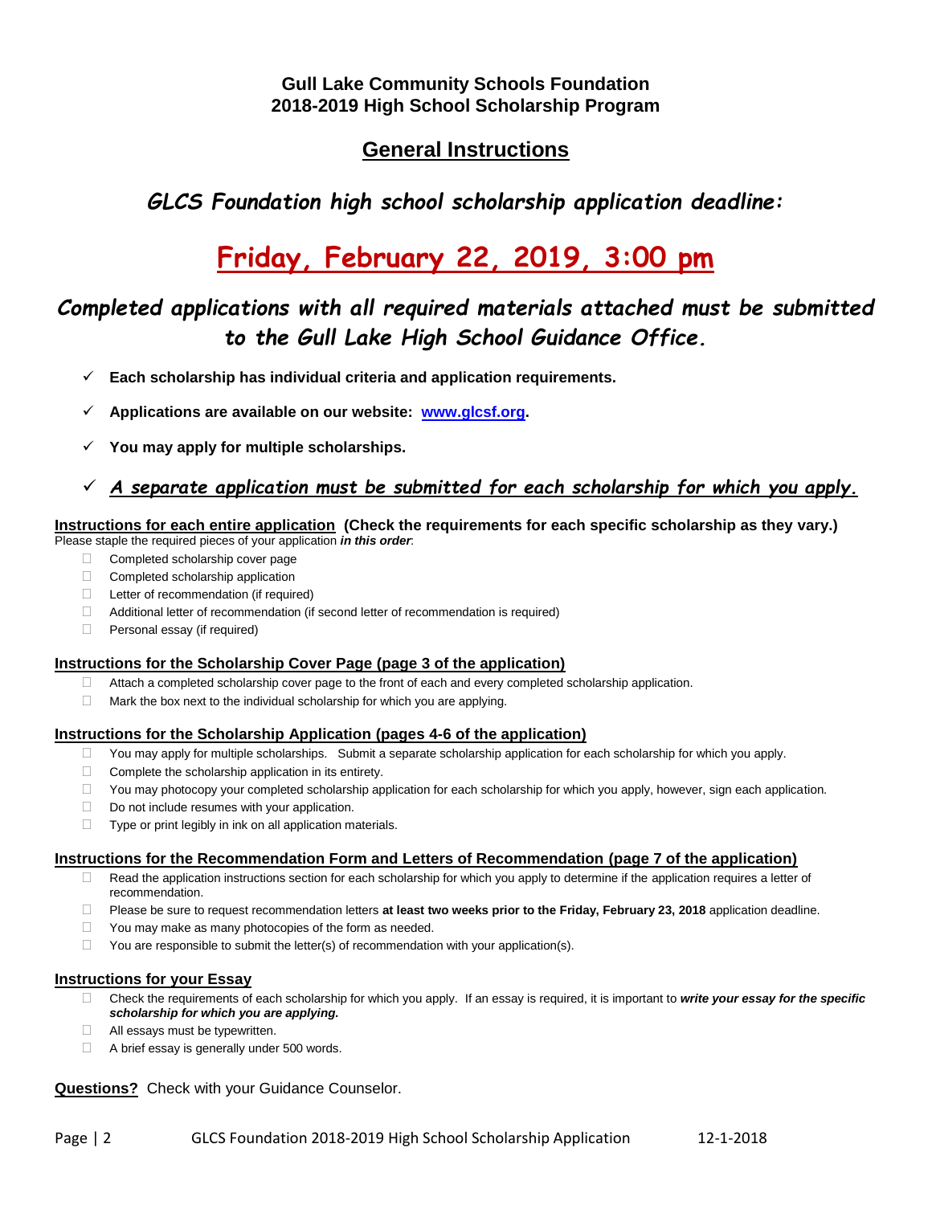**Gull Lake Community Schools Foundation**
**2018-2019 High School Scholarship Program**

# General Instructions

## *GLCS Foundation high school scholarship application deadline:*

# Friday, February 22, 2019, 3:00 pm

## *Completed applications with all required materials attached must be submitted to the Gull Lake High School Guidance Office.*

- ✓ **Each scholarship has individual criteria and application requirements.**
- ✓ **Applications are available on our website: [www.glcsf.org](http://www.glcsf.org).**
- ✓ **You may apply for multiple scholarships.**
- ✓ ***A separate application must be submitted for each scholarship for which you apply.***

### Instructions for each entire application (Check the requirements for each specific scholarship as they vary.)

Please staple the required pieces of your application ***in this order***:

- ☐ Completed scholarship cover page
- ☐ Completed scholarship application
- ☐ Letter of recommendation (if required)
- ☐ Additional letter of recommendation (if second letter of recommendation is required)
- ☐ Personal essay (if required)

### Instructions for the Scholarship Cover Page (page 3 of the application)

- ☐ Attach a completed scholarship cover page to the front of each and every completed scholarship application.
- ☐ Mark the box next to the individual scholarship for which you are applying.

### Instructions for the Scholarship Application (pages 4-6 of the application)

- ☐ You may apply for multiple scholarships. Submit a separate scholarship application for each scholarship for which you apply.
- ☐ Complete the scholarship application in its entirety.
- ☐ You may photocopy your completed scholarship application for each scholarship for which you apply, however, sign each application.
- ☐ Do not include resumes with your application.
- ☐ Type or print legibly in ink on all application materials.

### Instructions for the Recommendation Form and Letters of Recommendation (page 7 of the application)

- ☐ Read the application instructions section for each scholarship for which you apply to determine if the application requires a letter of recommendation.
- ☐ Please be sure to request recommendation letters **at least two weeks prior to the Friday, February 23, 2018** application deadline.
- ☐ You may make as many photocopies of the form as needed.
- ☐ You are responsible to submit the letter(s) of recommendation with your application(s).

### Instructions for your Essay

- ☐ Check the requirements of each scholarship for which you apply. If an essay is required, it is important to ***write your essay for the specific scholarship for which you are applying.***
- ☐ All essays must be typewritten.
- ☐ A brief essay is generally under 500 words.

**Questions?** Check with your Guidance Counselor.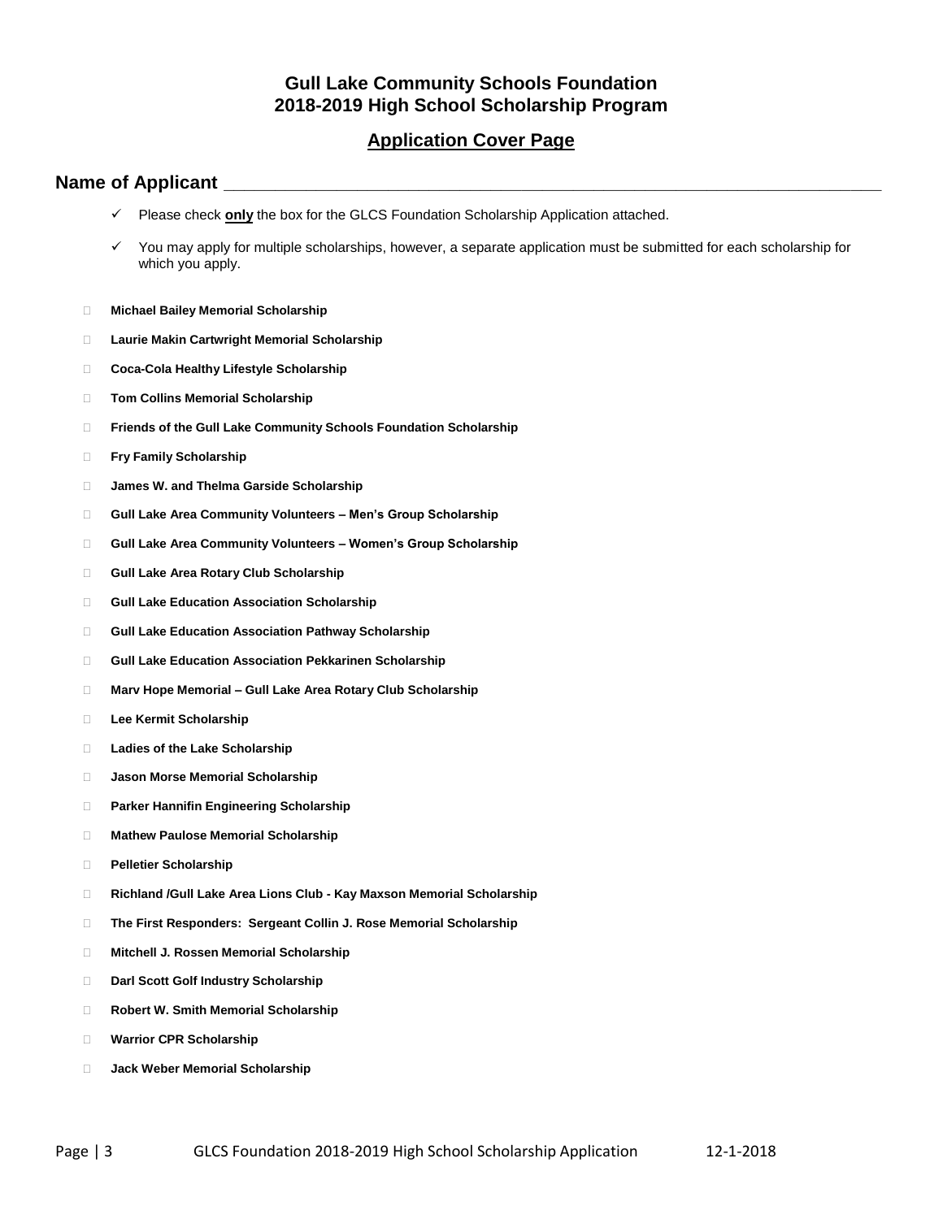# Gull Lake Community Schools Foundation
# 2018-2019 High School Scholarship Program

## Application Cover Page

**Name of Applicant** ___________________________________________________________________________

- ✓ Please check **only** the box for the GLCS Foundation Scholarship Application attached.
- ✓ You may apply for multiple scholarships, however, a separate application must be submitted for each scholarship for which you apply.

- ☐ **Michael Bailey Memorial Scholarship**
- ☐ **Laurie Makin Cartwright Memorial Scholarship**
- ☐ **Coca-Cola Healthy Lifestyle Scholarship**
- ☐ **Tom Collins Memorial Scholarship**
- ☐ **Friends of the Gull Lake Community Schools Foundation Scholarship**
- ☐ **Fry Family Scholarship**
- ☐ **James W. and Thelma Garside Scholarship**
- ☐ **Gull Lake Area Community Volunteers – Men's Group Scholarship**
- ☐ **Gull Lake Area Community Volunteers – Women's Group Scholarship**
- ☐ **Gull Lake Area Rotary Club Scholarship**
- ☐ **Gull Lake Education Association Scholarship**
- ☐ **Gull Lake Education Association Pathway Scholarship**
- ☐ **Gull Lake Education Association Pekkarinen Scholarship**
- ☐ **Marv Hope Memorial – Gull Lake Area Rotary Club Scholarship**
- ☐ **Lee Kermit Scholarship**
- ☐ **Ladies of the Lake Scholarship**
- ☐ **Jason Morse Memorial Scholarship**
- ☐ **Parker Hannifin Engineering Scholarship**
- ☐ **Mathew Paulose Memorial Scholarship**
- ☐ **Pelletier Scholarship**
- ☐ **Richland /Gull Lake Area Lions Club - Kay Maxson Memorial Scholarship**
- ☐ **The First Responders: Sergeant Collin J. Rose Memorial Scholarship**
- ☐ **Mitchell J. Rossen Memorial Scholarship**
- ☐ **Darl Scott Golf Industry Scholarship**
- ☐ **Robert W. Smith Memorial Scholarship**
- ☐ **Warrior CPR Scholarship**
- ☐ **Jack Weber Memorial Scholarship**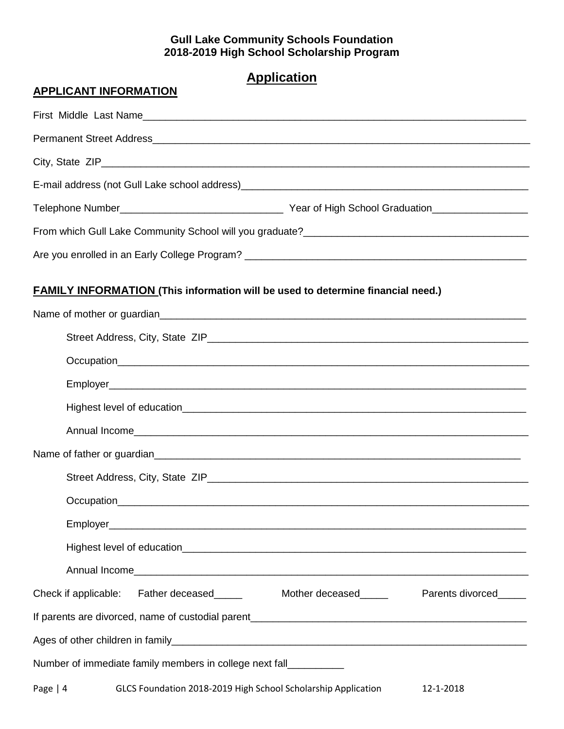**Gull Lake Community Schools Foundation**
**2018-2019 High School Scholarship Program**

# Application

## APPLICANT INFORMATION

First Middle Last Name____________________________________________________________________

Permanent Street Address_____________________________________________________________________

City, State ZIP____________________________________________________________________________

E-mail address (not Gull Lake school address)___________________________________________________

Telephone Number_____________________________ Year of High School Graduation_________________

From which Gull Lake Community School will you graduate?_______________________________________

Are you enrolled in an Early College Program? __________________________________________________

## FAMILY INFORMATION (This information will be used to determine financial need.)

Name of mother or guardian__________________________________________________________________

Street Address, City, State ZIP_________________________________________________________

Occupation___________________________________________________________________________

Employer____________________________________________________________________________

Highest level of education_____________________________________________________________

Annual Income_______________________________________________________________________

Name of father or guardian__________________________________________________________________

Street Address, City, State ZIP_________________________________________________________

Occupation___________________________________________________________________________

Employer____________________________________________________________________________

Highest level of education_____________________________________________________________

Annual Income_______________________________________________________________________

Check if applicable: Father deceased_____ Mother deceased_____ Parents divorced_____

If parents are divorced, name of custodial parent_________________________________________________

Ages of other children in family______________________________________________________________

Number of immediate family members in college next fall__________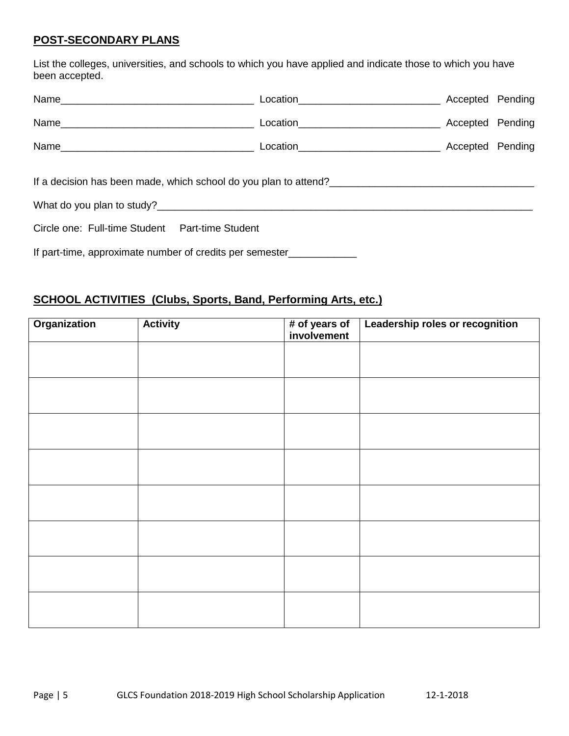## POST-SECONDARY PLANS

List the colleges, universities, and schools to which you have applied and indicate those to which you have been accepted.

Name__________________________________ Location_________________________ Accepted Pending

Name__________________________________ Location_________________________ Accepted Pending

Name__________________________________ Location_________________________ Accepted Pending

If a decision has been made, which school do you plan to attend?___________________________________

What do you plan to study?______________________________________________________________________

Circle one: Full-time Student Part-time Student

If part-time, approximate number of credits per semester____________

## SCHOOL ACTIVITIES (Clubs, Sports, Band, Performing Arts, etc.)

| Organization | Activity | # of years of involvement | Leadership roles or recognition |
| --- | --- | --- | --- |
| | | | |
| | | | |
| | | | |
| | | | |
| | | | |
| | | | |
| | | | |
| | | | |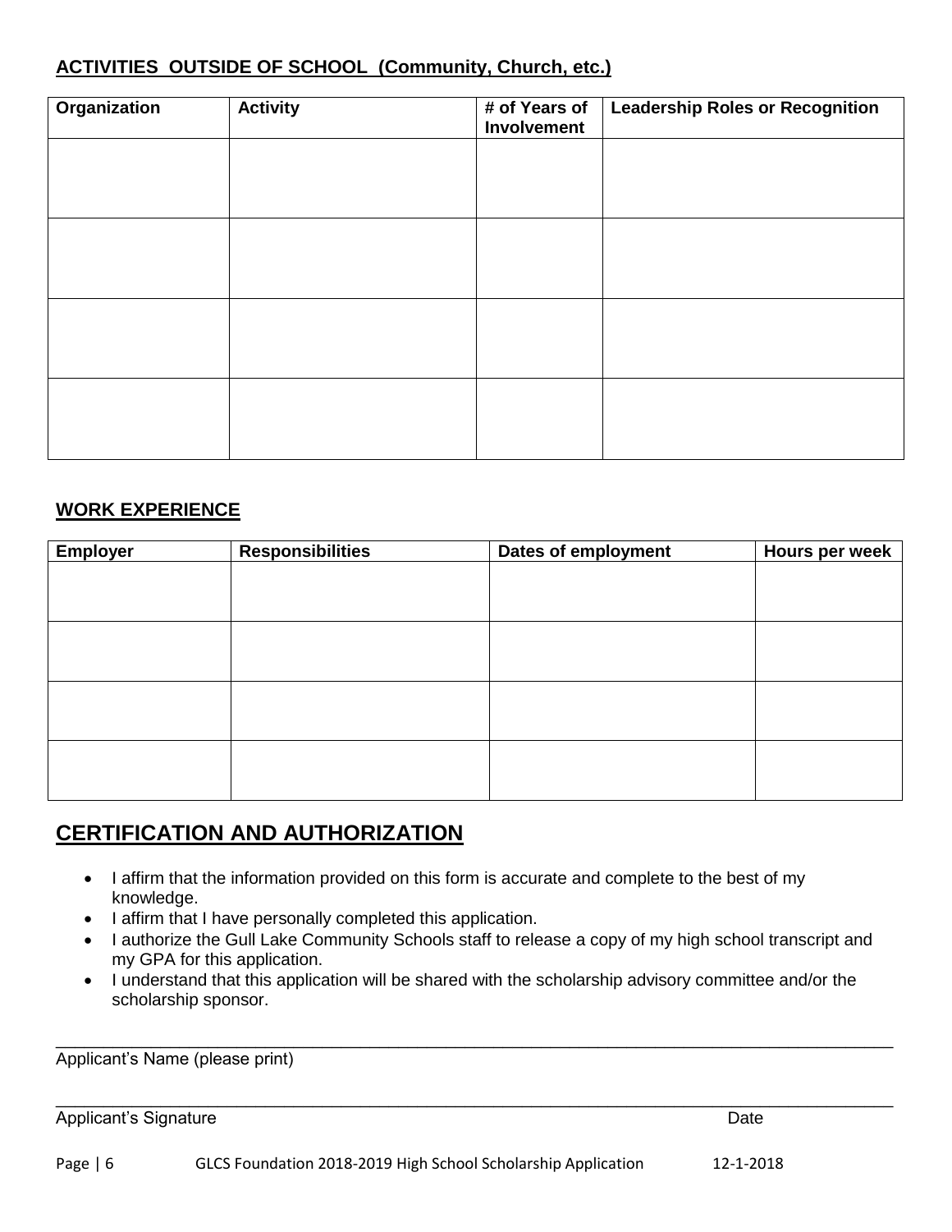**ACTIVITIES OUTSIDE OF SCHOOL (Community, Church, etc.)**

| Organization | Activity | # of Years of Involvement | Leadership Roles or Recognition |
|---|---|---|---|
| | | | |
| | | | |
| | | | |
| | | | |

**WORK EXPERIENCE**

| Employer | Responsibilities | Dates of employment | Hours per week |
|---|---|---|---|
| | | | |
| | | | |
| | | | |
| | | | |

## CERTIFICATION AND AUTHORIZATION

- I affirm that the information provided on this form is accurate and complete to the best of my knowledge.
- I affirm that I have personally completed this application.
- I authorize the Gull Lake Community Schools staff to release a copy of my high school transcript and my GPA for this application.
- I understand that this application will be shared with the scholarship advisory committee and/or the scholarship sponsor.

\_\_\_\_\_\_\_\_\_\_\_\_\_\_\_\_\_\_\_\_\_\_\_\_\_\_\_\_\_\_\_\_\_\_\_\_\_\_\_\_\_\_\_\_\_\_\_\_\_\_\_\_\_\_\_\_\_\_\_\_\_\_\_\_\_\_\_\_\_\_\_\_

Applicant's Name (please print)

\_\_\_\_\_\_\_\_\_\_\_\_\_\_\_\_\_\_\_\_\_\_\_\_\_\_\_\_\_\_\_\_\_\_\_\_\_\_\_\_\_\_\_\_\_\_\_\_\_\_\_\_\_\_\_\_\_\_\_\_\_\_\_\_\_\_\_\_\_\_\_\_

Applicant's Signature Date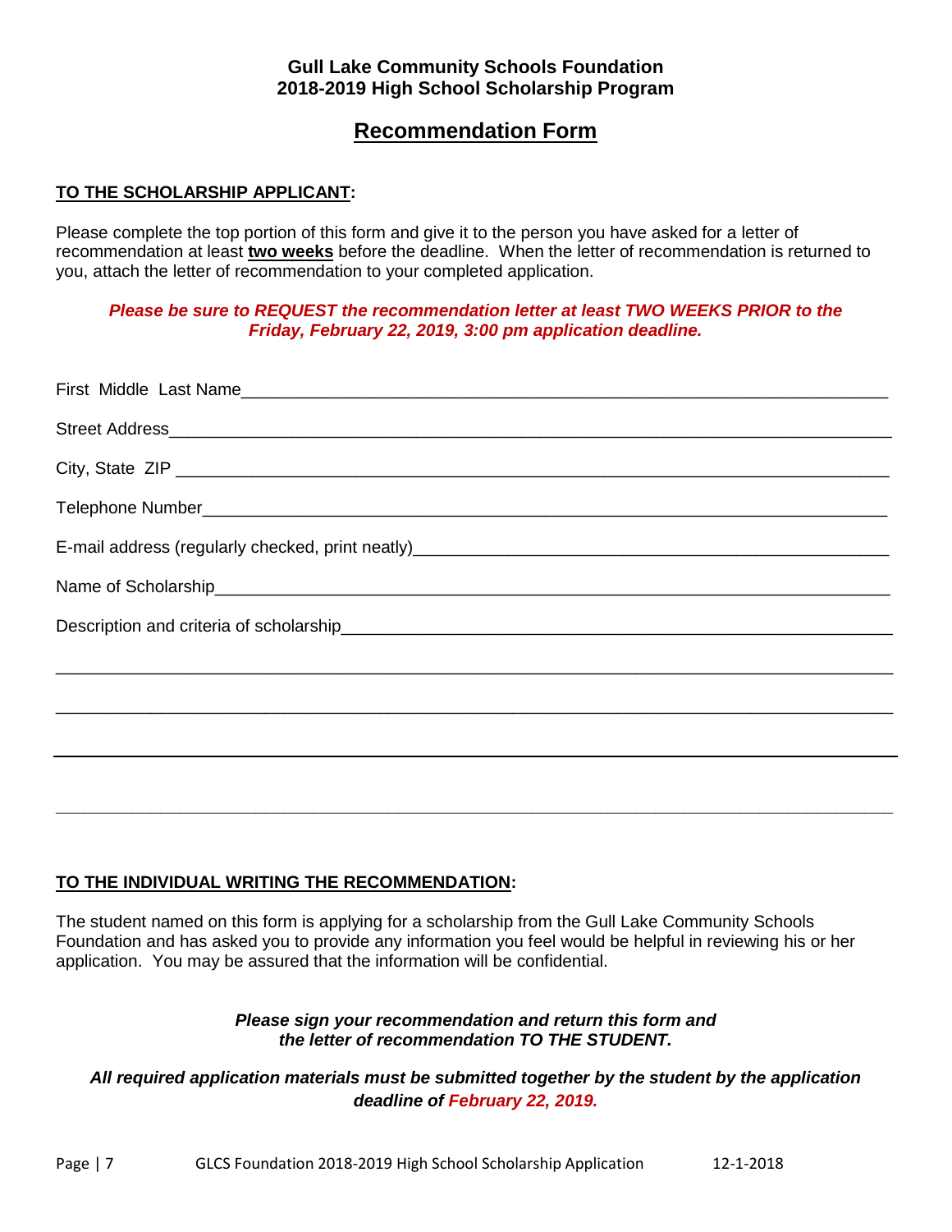**Gull Lake Community Schools Foundation**
**2018-2019 High School Scholarship Program**

# Recommendation Form

**TO THE SCHOLARSHIP APPLICANT:**

Please complete the top portion of this form and give it to the person you have asked for a letter of recommendation at least **two weeks** before the deadline. When the letter of recommendation is returned to you, attach the letter of recommendation to your completed application.

***Please be sure to REQUEST the recommendation letter at least TWO WEEKS PRIOR to the Friday, February 22, 2019, 3:00 pm application deadline.***

First Middle Last Name\_\_\_\_\_\_\_\_\_\_\_\_\_\_\_\_\_\_\_\_\_\_\_\_\_\_\_\_\_\_\_\_\_\_\_\_\_\_\_\_\_\_\_\_\_\_\_\_\_\_\_\_\_\_\_\_\_\_

Street Address\_\_\_\_\_\_\_\_\_\_\_\_\_\_\_\_\_\_\_\_\_\_\_\_\_\_\_\_\_\_\_\_\_\_\_\_\_\_\_\_\_\_\_\_\_\_\_\_\_\_\_\_\_\_\_\_\_\_\_\_\_\_\_\_

City, State ZIP \_\_\_\_\_\_\_\_\_\_\_\_\_\_\_\_\_\_\_\_\_\_\_\_\_\_\_\_\_\_\_\_\_\_\_\_\_\_\_\_\_\_\_\_\_\_\_\_\_\_\_\_\_\_\_\_\_\_\_\_\_\_\_

Telephone Number\_\_\_\_\_\_\_\_\_\_\_\_\_\_\_\_\_\_\_\_\_\_\_\_\_\_\_\_\_\_\_\_\_\_\_\_\_\_\_\_\_\_\_\_\_\_\_\_\_\_\_\_\_\_\_\_\_\_\_\_\_

E-mail address (regularly checked, print neatly)\_\_\_\_\_\_\_\_\_\_\_\_\_\_\_\_\_\_\_\_\_\_\_\_\_\_\_\_\_\_\_\_\_\_\_\_\_\_\_\_

Name of Scholarship\_\_\_\_\_\_\_\_\_\_\_\_\_\_\_\_\_\_\_\_\_\_\_\_\_\_\_\_\_\_\_\_\_\_\_\_\_\_\_\_\_\_\_\_\_\_\_\_\_\_\_\_\_\_\_\_\_\_\_\_

Description and criteria of scholarship\_\_\_\_\_\_\_\_\_\_\_\_\_\_\_\_\_\_\_\_\_\_\_\_\_\_\_\_\_\_\_\_\_\_\_\_\_\_\_\_\_\_\_\_\_\_\_\_

\_\_\_\_\_\_\_\_\_\_\_\_\_\_\_\_\_\_\_\_\_\_\_\_\_\_\_\_\_\_\_\_\_\_\_\_\_\_\_\_\_\_\_\_\_\_\_\_\_\_\_\_\_\_\_\_\_\_\_\_\_\_\_\_\_\_\_\_\_\_\_\_\_\_\_\_\_\_

\_\_\_\_\_\_\_\_\_\_\_\_\_\_\_\_\_\_\_\_\_\_\_\_\_\_\_\_\_\_\_\_\_\_\_\_\_\_\_\_\_\_\_\_\_\_\_\_\_\_\_\_\_\_\_\_\_\_\_\_\_\_\_\_\_\_\_\_\_\_\_\_\_\_\_\_\_\_

\_\_\_\_\_\_\_\_\_\_\_\_\_\_\_\_\_\_\_\_\_\_\_\_\_\_\_\_\_\_\_\_\_\_\_\_\_\_\_\_\_\_\_\_\_\_\_\_\_\_\_\_\_\_\_\_\_\_\_\_\_\_\_\_\_\_\_\_\_\_\_\_\_\_\_\_\_\_

\_\_\_\_\_\_\_\_\_\_\_\_\_\_\_\_\_\_\_\_\_\_\_\_\_\_\_\_\_\_\_\_\_\_\_\_\_\_\_\_\_\_\_\_\_\_\_\_\_\_\_\_\_\_\_\_\_\_\_\_\_\_\_\_\_\_\_\_\_\_\_\_\_\_\_\_\_\_

**TO THE INDIVIDUAL WRITING THE RECOMMENDATION:**

The student named on this form is applying for a scholarship from the Gull Lake Community Schools Foundation and has asked you to provide any information you feel would be helpful in reviewing his or her application. You may be assured that the information will be confidential.

***Please sign your recommendation and return this form and the letter of recommendation TO THE STUDENT.***

***All required application materials must be submitted together by the student by the application deadline of February 22, 2019.***